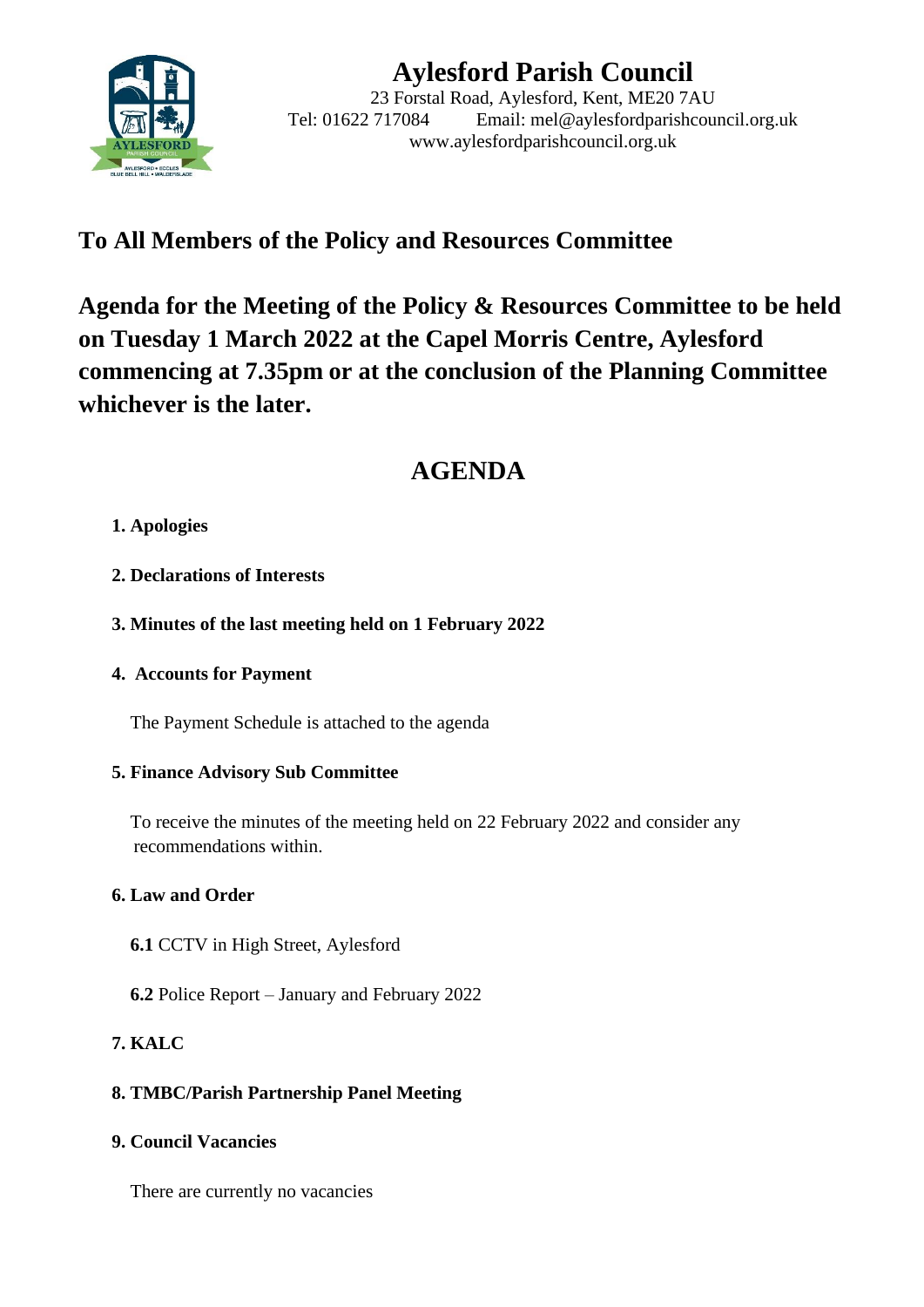# Aylesford Parish Council

23 Forstal Road, Aylesford, Kent, ME20 7AU
Tel: 01622 717084 Email: mel@aylesfordparishcouncil.org.uk
www.aylesfordparishcouncil.org.uk

## To All Members of the Policy and Resources Committee

## Agenda for the Meeting of the Policy & Resources Committee to be held on Tuesday 1 March 2022 at the Capel Morris Centre, Aylesford commencing at 7.35pm or at the conclusion of the Planning Committee whichever is the later.

# AGENDA

**1. Apologies**

**2. Declarations of Interests**

**3. Minutes of the last meeting held on 1 February 2022**

**4. Accounts for Payment**

The Payment Schedule is attached to the agenda

**5. Finance Advisory Sub Committee**

To receive the minutes of the meeting held on 22 February 2022 and consider any recommendations within.

**6. Law and Order**

**6.1** CCTV in High Street, Aylesford

**6.2** Police Report – January and February 2022

**7. KALC**

**8. TMBC/Parish Partnership Panel Meeting**

**9. Council Vacancies**

There are currently no vacancies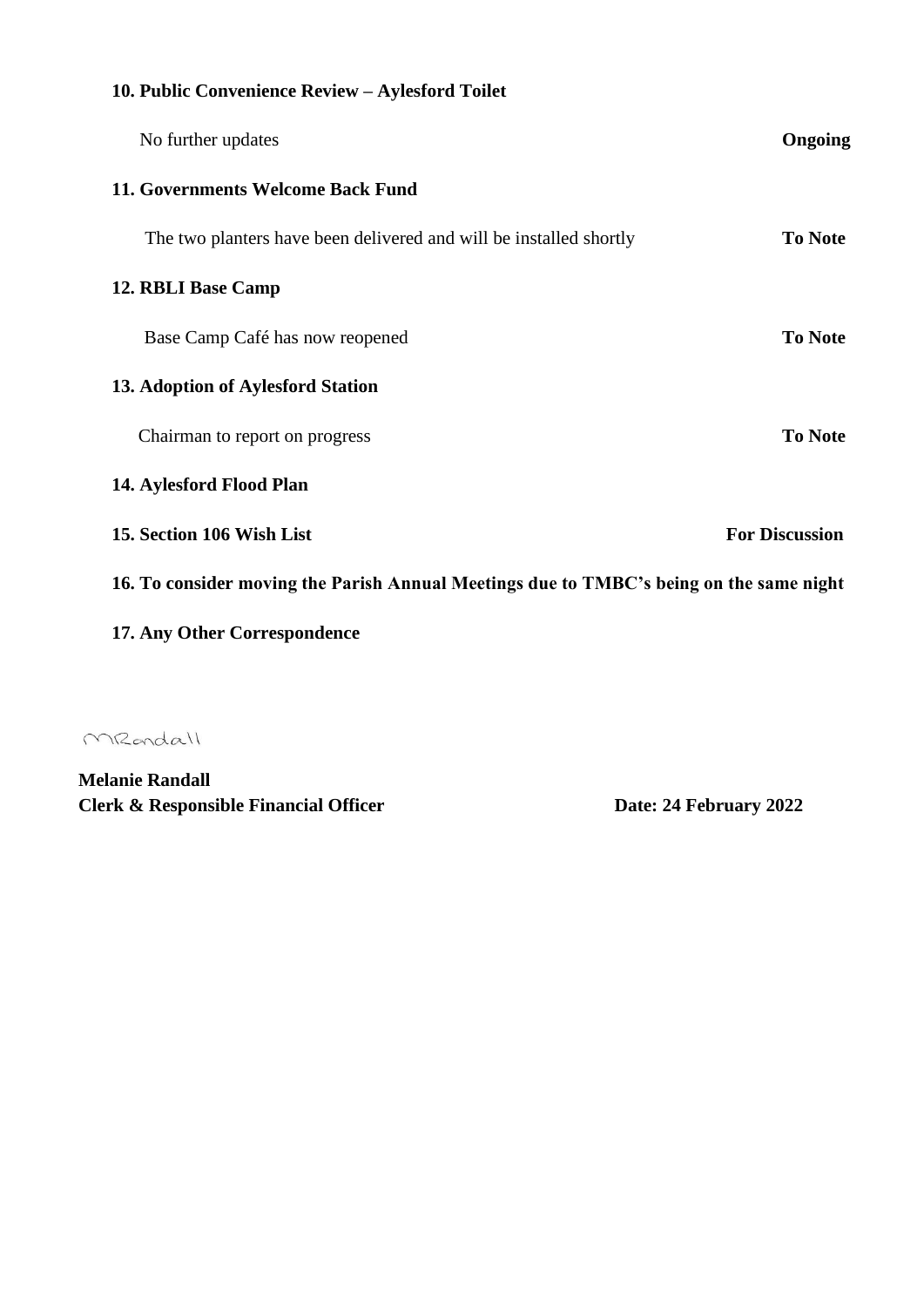**10. Public Convenience Review – Aylesford Toilet**

No further updates **Ongoing**

**11. Governments Welcome Back Fund**

The two planters have been delivered and will be installed shortly **To Note**

**12. RBLI Base Camp**

Base Camp Café has now reopened **To Note**

**13. Adoption of Aylesford Station**

Chairman to report on progress **To Note**

**14. Aylesford Flood Plan**

**15. Section 106 Wish List** **For Discussion**

**16. To consider moving the Parish Annual Meetings due to TMBC's being on the same night**

**17. Any Other Correspondence**

MRandall

**Melanie Randall**
**Clerk & Responsible Financial Officer** **Date: 24 February 2022**